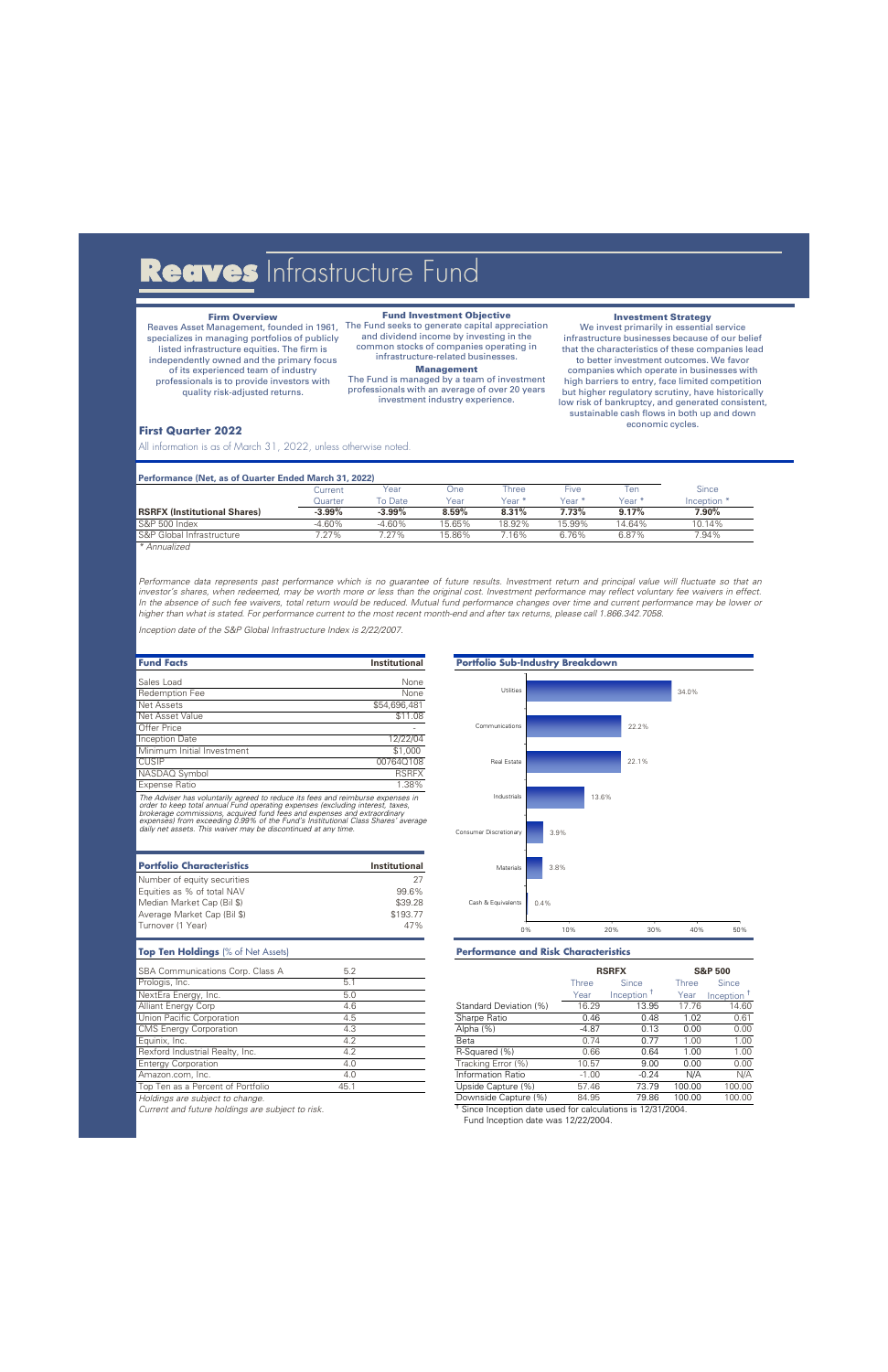# Reaves Infrastructure Fund

### Firm Overview

Reaves Asset Management, founded in 1961, specializes in managing portfolios of publicly listed infrastructure equities. The firm is independently owned and the primary focus of its experienced team of industry professionals is to provide investors with quality risk-adjusted returns.

### Fund Investment Objective

The Fund seeks to generate capital appreciation and dividend income by investing in the common stocks of companies operating in infrastructure-related businesses.

### Management

The Fund is managed by a team of investment professionals with an average of over 20 years investment industry experience.

### Investment Strategy

We invest primarily in essential service infrastructure businesses because of our belief that the characteristics of these companies lead to better investment outcomes. We favor companies which operate in businesses with high barriers to entry, face limited competition but higher regulatory scrutiny, have historically low risk of bankruptcy, and generated consistent, sustainable cash flows in both up and down economic cycles.

## First Quarter 2022

All information is as of March 31, 2022, unless otherwise noted.

**Performance (Net, as of Quarter Ended March 31, 2022)**

| | Current Quarter | Year To Date | One Year | Three Year * | Five Year * | Ten Year * | Since Inception * |
|---|---|---|---|---|---|---|---|
| **RSRFX (Institutional Shares)** | **-3.99%** | **-3.99%** | **8.59%** | **8.31%** | **7.73%** | **9.17%** | **7.90%** |
| S&P 500 Index | -4.60% | -4.60% | 15.65% | 18.92% | 15.99% | 14.64% | 10.14% |
| S&P Global Infrastructure | 7.27% | 7.27% | 15.86% | 7.16% | 6.76% | 6.87% | 7.94% |

*\* Annualized*

*Performance data represents past performance which is no guarantee of future results. Investment return and principal value will fluctuate so that an investor's shares, when redeemed, may be worth more or less than the original cost. Investment performance may reflect voluntary fee waivers in effect. In the absence of such fee waivers, total return would be reduced. Mutual fund performance changes over time and current performance may be lower or higher than what is stated. For performance current to the most recent month-end and after tax returns, please call 1.866.342.7058.*

*Inception date of the S&P Global Infrastructure Index is 2/22/2007.*

| Fund Facts | Institutional |
|---|---|
| Sales Load | None |
| Redemption Fee | None |
| Net Assets | $54,696,481 |
| Net Asset Value | $11.08 |
| Offer Price | - |
| Inception Date | 12/22/04 |
| Minimum Initial Investment | $1,000 |
| CUSIP | 00764Q108 |
| NASDAQ Symbol | RSRFX |
| Expense Ratio | 1.38% |

*The Adviser has voluntarily agreed to reduce its fees and reimburse expenses in order to keep total annual Fund operating expenses (excluding interest, taxes, brokerage commissions, acquired fund fees and expenses and extraordinary expenses) from exceeding 0.99% of the Fund's Institutional Class Shares' average daily net assets. This waiver may be discontinued at any time.*

**Portfolio Sub-Industry Breakdown**

| Sub-Industry | % |
|---|---|
| Utilities | 34.0% |
| Communications | 22.2% |
| Real Estate | 22.1% |
| Industrials | 13.6% |
| Consumer Discretionary | 3.9% |
| Materials | 3.8% |
| Cash & Equivalents | 0.4% |

| Portfolio Characteristics | Institutional |
|---|---|
| Number of equity securities | 27 |
| Equities as % of total NAV | 99.6% |
| Median Market Cap (Bil $) | $39.28 |
| Average Market Cap (Bil $) | $193.77 |
| Turnover (1 Year) | 47% |

**Top Ten Holdings** (% of Net Assets)

| Holding | % |
|---|---|
| SBA Communications Corp. Class A | 5.2 |
| Prologis, Inc. | 5.1 |
| NextEra Energy, Inc. | 5.0 |
| Alliant Energy Corp | 4.6 |
| Union Pacific Corporation | 4.5 |
| CMS Energy Corporation | 4.3 |
| Equinix, Inc. | 4.2 |
| Rexford Industrial Realty, Inc. | 4.2 |
| Entergy Corporation | 4.0 |
| Amazon.com, Inc. | 4.0 |
| Top Ten as a Percent of Portfolio | 45.1 |

*Holdings are subject to change.*
*Current and future holdings are subject to risk.*

**Performance and Risk Characteristics**

| | RSRFX | | S&P 500 | |
|---|---|---|---|---|
| | Three Year | Since Inception [†] | Three Year | Since Inception [†] |
| Standard Deviation (%) | 16.29 | 13.95 | 17.76 | 14.60 |
| Sharpe Ratio | 0.46 | 0.48 | 1.02 | 0.61 |
| Alpha (%) | -4.87 | 0.13 | 0.00 | 0.00 |
| Beta | 0.74 | 0.77 | 1.00 | 1.00 |
| R-Squared (%) | 0.66 | 0.64 | 1.00 | 1.00 |
| Tracking Error (%) | 10.57 | 9.00 | 0.00 | 0.00 |
| Information Ratio | -1.00 | -0.24 | N/A | N/A |
| Upside Capture (%) | 57.46 | 73.79 | 100.00 | 100.00 |
| Downside Capture (%) | 84.95 | 79.86 | 100.00 | 100.00 |

[†] Since Inception date used for calculations is 12/31/2004.
Fund Inception date was 12/22/2004.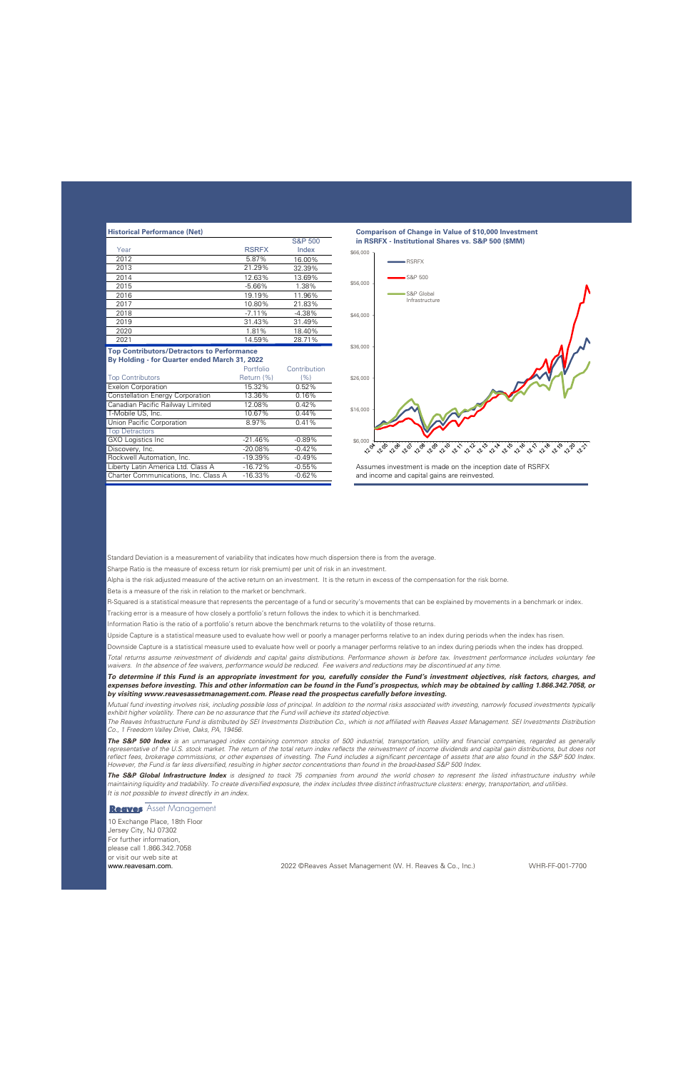**Historical Performance (Net)**

| Year | RSRFX | S&P 500 Index |
|---|---|---|
| 2012 | 5.87% | 16.00% |
| 2013 | 21.29% | 32.39% |
| 2014 | 12.63% | 13.69% |
| 2015 | -5.66% | 1.38% |
| 2016 | 19.19% | 11.96% |
| 2017 | 10.80% | 21.83% |
| 2018 | -7.11% | -4.38% |
| 2019 | 31.43% | 31.49% |
| 2020 | 1.81% | 18.40% |
| 2021 | 14.59% | 28.71% |

**Top Contributors/Detractors to Performance**
**By Holding - for Quarter ended March 31, 2022**

| Top Contributors | Portfolio Return (%) | Contribution (%) |
|---|---|---|
| Exelon Corporation | 15.32% | 0.52% |
| Constellation Energy Corporation | 13.36% | 0.16% |
| Canadian Pacific Railway Limited | 12.08% | 0.42% |
| T-Mobile US, Inc. | 10.67% | 0.44% |
| Union Pacific Corporation | 8.97% | 0.41% |
| Top Detractors | | |
| GXO Logistics Inc | -21.46% | -0.89% |
| Discovery, Inc. | -20.08% | -0.42% |
| Rockwell Automation, Inc. | -19.39% | -0.49% |
| Liberty Latin America Ltd. Class A | -16.72% | -0.55% |
| Charter Communications, Inc. Class A | -16.33% | -0.62% |

**Comparison of Change in Value of $10,000 Investment in RSRFX - Institutional Shares vs. S&P 500 ($MM)**

RSRFX
S&P 500
S&P Global Infrastructure

$66,000
$56,000
$46,000
$36,000
$26,000
$16,000
$6,000

12 04, 12 05, 12 06, 12 07, 12 08, 12 09, 12 10, 12 11, 12 12, 12 13, 12 14, 12 15, 12 16, 12 17, 12 18, 12 19, 12 20, 12 21

Assumes investment is made on the inception date of RSRFX and income and capital gains are reinvested.

Standard Deviation is a measurement of variability that indicates how much dispersion there is from the average.

Sharpe Ratio is the measure of excess return (or risk premium) per unit of risk in an investment.

Alpha is the risk adjusted measure of the active return on an investment. It is the return in excess of the compensation for the risk borne.

Beta is a measure of the risk in relation to the market or benchmark.

R-Squared is a statistical measure that represents the percentage of a fund or security's movements that can be explained by movements in a benchmark or index.

Tracking error is a measure of how closely a portfolio's return follows the index to which it is benchmarked.

Information Ratio is the ratio of a portfolio's return above the benchmark returns to the volatility of those returns.

Upside Capture is a statistical measure used to evaluate how well or poorly a manager performs relative to an index during periods when the index has risen.

Downside Capture is a statistical measure used to evaluate how well or poorly a manager performs relative to an index during periods when the index has dropped.

*Total returns assume reinvestment of dividends and capital gains distributions. Performance shown is before tax. Investment performance includes voluntary fee waivers. In the absence of fee waivers, performance would be reduced. Fee waivers and reductions may be discontinued at any time.*

***To determine if this Fund is an appropriate investment for you, carefully consider the Fund's investment objectives, risk factors, charges, and expenses before investing. This and other information can be found in the Fund's prospectus, which may be obtained by calling 1.866.342.7058, or by visiting www.reavesassetmanagement.com. Please read the prospectus carefully before investing.***

*Mutual fund investing involves risk, including possible loss of principal. In addition to the normal risks associated with investing, narrowly focused investments typically exhibit higher volatility. There can be no assurance that the Fund will achieve its stated objective.*

*The Reaves Infrastructure Fund is distributed by SEI Investments Distribution Co., which is not affiliated with Reaves Asset Management. SEI Investments Distribution Co., 1 Freedom Valley Drive, Oaks, PA, 19456.*

***The S&P 500 Index** is an unmanaged index containing common stocks of 500 industrial, transportation, utility and financial companies, regarded as generally representative of the U.S. stock market. The return of the total return index reflects the reinvestment of income dividends and capital gain distributions, but does not reflect fees, brokerage commissions, or other expenses of investing. The Fund includes a significant percentage of assets that are also found in the S&P 500 Index. However, the Fund is far less diversified, resulting in higher sector concentrations than found in the broad-based S&P 500 Index.*

***The S&P Global Infrastructure Index** is designed to track 75 companies from around the world chosen to represent the listed infrastructure industry while maintaining liquidity and tradability. To create diversified exposure, the index includes three distinct infrastructure clusters: energy, transportation, and utilities.*
*It is not possible to invest directly in an index.*

**Reaves** Asset Management

10 Exchange Place, 18th Floor
Jersey City, NJ 07302
For further information,
please call 1.866.342.7058
or visit our web site at
www.reavesam.com.

2022 ©Reaves Asset Management (W. H. Reaves & Co., Inc.)

WHR-FF-001-7700